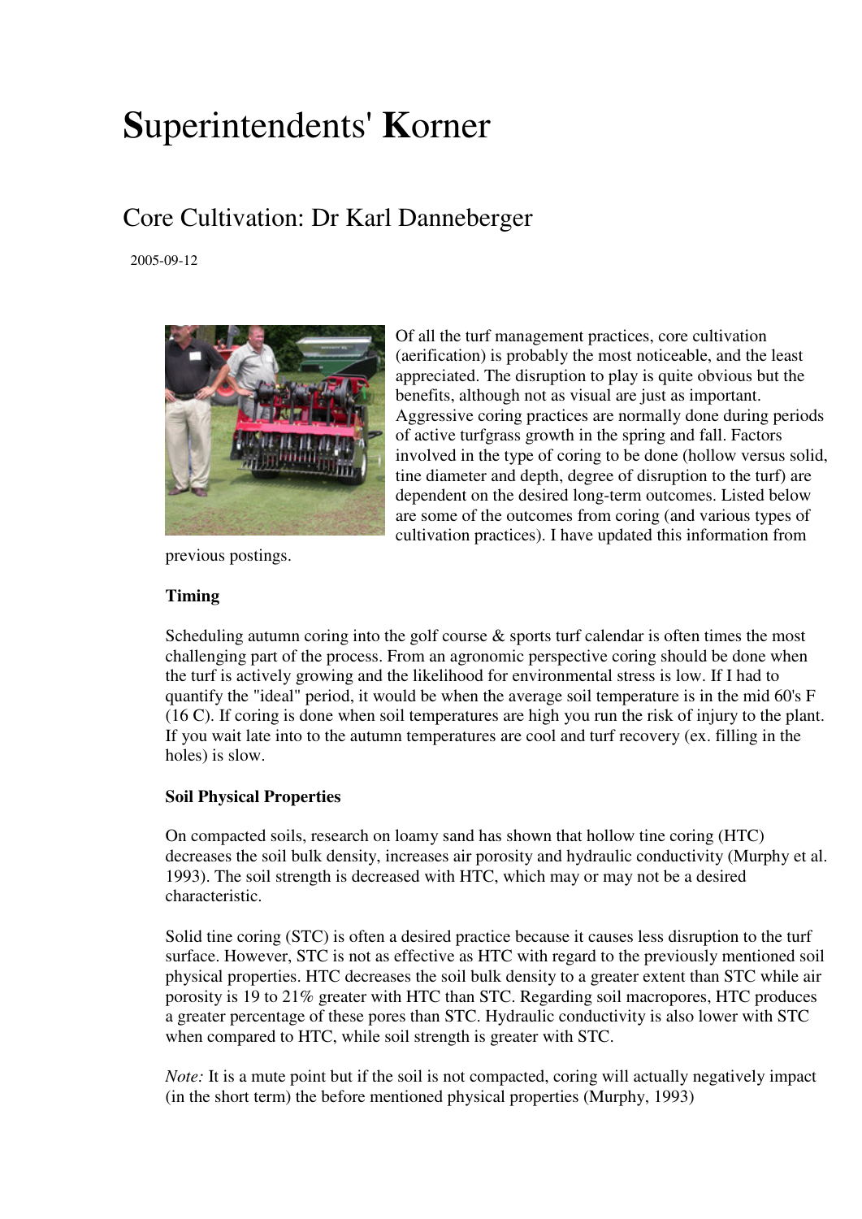# **S**uperintendents' **K**orner

## Core Cultivation: Dr Karl Danneberger

2005-09-12

Of all the turf management practices, core cultivation (aerification) is probably the most noticeable, and the least appreciated. The disruption to play is quite obvious but the benefits, although not as visual are just as important. Aggressive coring practices are normally done during periods of active turfgrass growth in the spring and fall. Factors involved in the type of coring to be done (hollow versus solid, tine diameter and depth, degree of disruption to the turf) are dependent on the desired long-term outcomes. Listed below are some of the outcomes from coring (and various types of cultivation practices). I have updated this information from previous postings.

**Timing**

Scheduling autumn coring into the golf course & sports turf calendar is often times the most challenging part of the process. From an agronomic perspective coring should be done when the turf is actively growing and the likelihood for environmental stress is low. If I had to quantify the "ideal" period, it would be when the average soil temperature is in the mid 60's F (16 C). If coring is done when soil temperatures are high you run the risk of injury to the plant. If you wait late into to the autumn temperatures are cool and turf recovery (ex. filling in the holes) is slow.

**Soil Physical Properties**

On compacted soils, research on loamy sand has shown that hollow tine coring (HTC) decreases the soil bulk density, increases air porosity and hydraulic conductivity (Murphy et al. 1993). The soil strength is decreased with HTC, which may or may not be a desired characteristic.

Solid tine coring (STC) is often a desired practice because it causes less disruption to the turf surface. However, STC is not as effective as HTC with regard to the previously mentioned soil physical properties. HTC decreases the soil bulk density to a greater extent than STC while air porosity is 19 to 21% greater with HTC than STC. Regarding soil macropores, HTC produces a greater percentage of these pores than STC. Hydraulic conductivity is also lower with STC when compared to HTC, while soil strength is greater with STC.

*Note:* It is a mute point but if the soil is not compacted, coring will actually negatively impact (in the short term) the before mentioned physical properties (Murphy, 1993)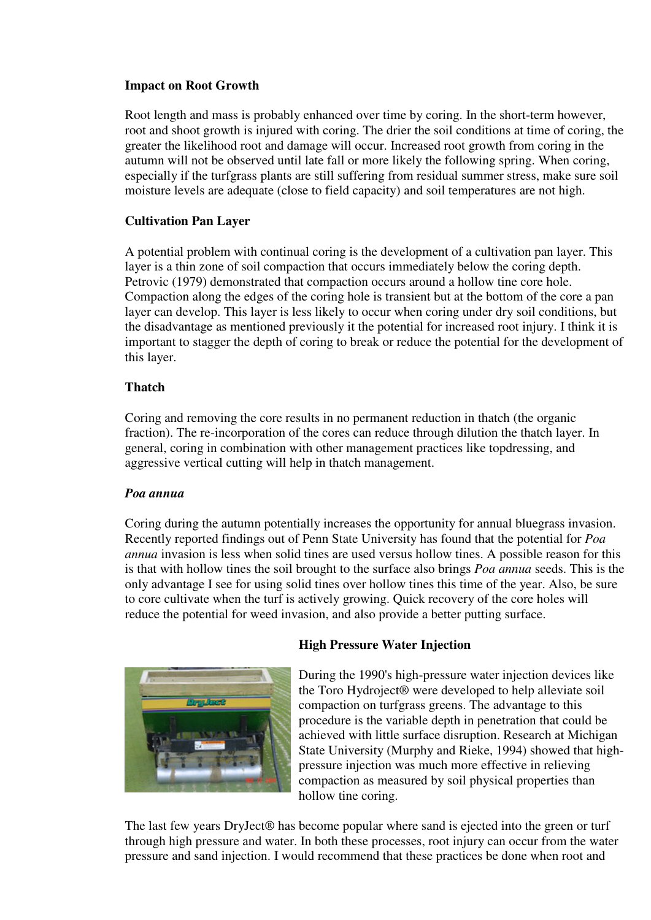**Impact on Root Growth**

Root length and mass is probably enhanced over time by coring. In the short-term however, root and shoot growth is injured with coring. The drier the soil conditions at time of coring, the greater the likelihood root and damage will occur. Increased root growth from coring in the autumn will not be observed until late fall or more likely the following spring. When coring, especially if the turfgrass plants are still suffering from residual summer stress, make sure soil moisture levels are adequate (close to field capacity) and soil temperatures are not high.

**Cultivation Pan Layer**

A potential problem with continual coring is the development of a cultivation pan layer. This layer is a thin zone of soil compaction that occurs immediately below the coring depth. Petrovic (1979) demonstrated that compaction occurs around a hollow tine core hole. Compaction along the edges of the coring hole is transient but at the bottom of the core a pan layer can develop. This layer is less likely to occur when coring under dry soil conditions, but the disadvantage as mentioned previously it the potential for increased root injury. I think it is important to stagger the depth of coring to break or reduce the potential for the development of this layer.

**Thatch**

Coring and removing the core results in no permanent reduction in thatch (the organic fraction). The re-incorporation of the cores can reduce through dilution the thatch layer. In general, coring in combination with other management practices like topdressing, and aggressive vertical cutting will help in thatch management.

***Poa annua***

Coring during the autumn potentially increases the opportunity for annual bluegrass invasion. Recently reported findings out of Penn State University has found that the potential for *Poa annua* invasion is less when solid tines are used versus hollow tines. A possible reason for this is that with hollow tines the soil brought to the surface also brings *Poa annua* seeds. This is the only advantage I see for using solid tines over hollow tines this time of the year. Also, be sure to core cultivate when the turf is actively growing. Quick recovery of the core holes will reduce the potential for weed invasion, and also provide a better putting surface.

**High Pressure Water Injection**

During the 1990's high-pressure water injection devices like the Toro Hydroject® were developed to help alleviate soil compaction on turfgrass greens. The advantage to this procedure is the variable depth in penetration that could be achieved with little surface disruption. Research at Michigan State University (Murphy and Rieke, 1994) showed that high-pressure injection was much more effective in relieving compaction as measured by soil physical properties than hollow tine coring.

The last few years DryJect® has become popular where sand is ejected into the green or turf through high pressure and water. In both these processes, root injury can occur from the water pressure and sand injection. I would recommend that these practices be done when root and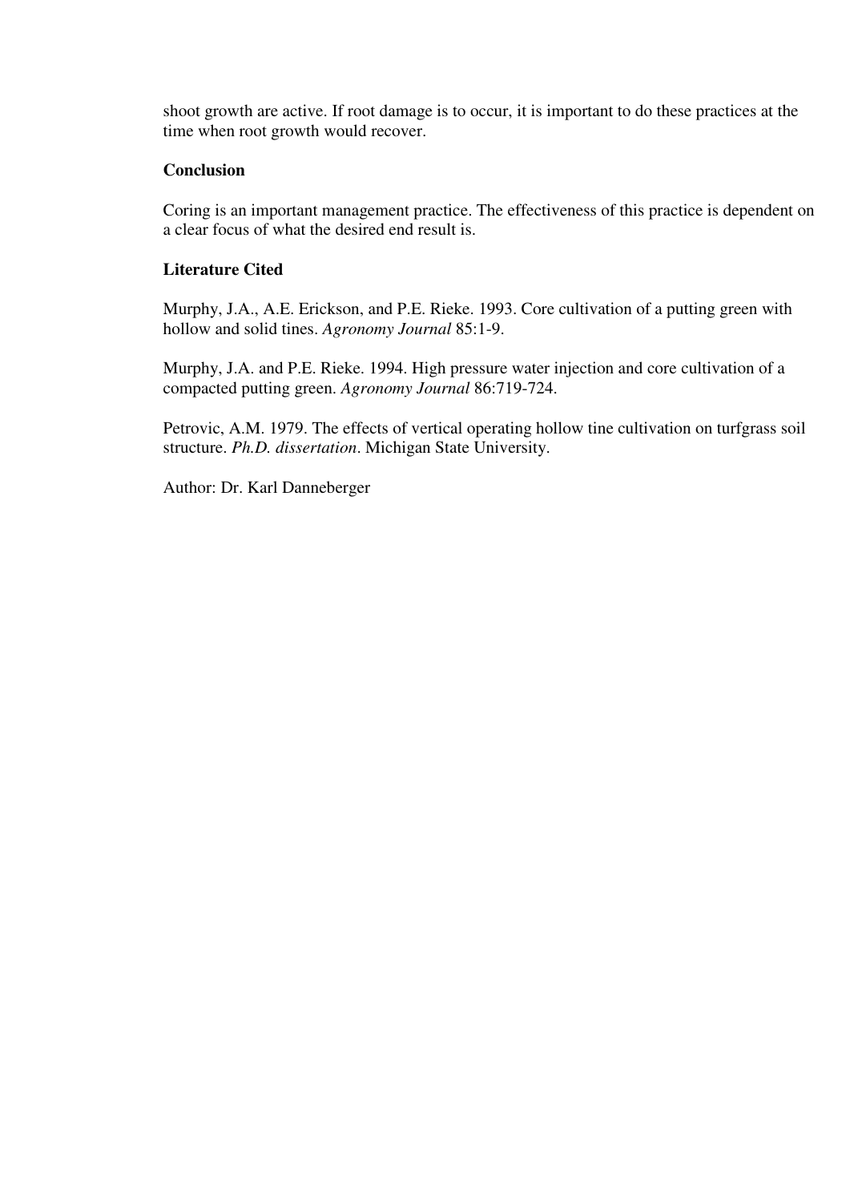shoot growth are active. If root damage is to occur, it is important to do these practices at the time when root growth would recover.

## Conclusion

Coring is an important management practice. The effectiveness of this practice is dependent on a clear focus of what the desired end result is.

## Literature Cited

Murphy, J.A., A.E. Erickson, and P.E. Rieke. 1993. Core cultivation of a putting green with hollow and solid tines. *Agronomy Journal* 85:1-9.

Murphy, J.A. and P.E. Rieke. 1994. High pressure water injection and core cultivation of a compacted putting green. *Agronomy Journal* 86:719-724.

Petrovic, A.M. 1979. The effects of vertical operating hollow tine cultivation on turfgrass soil structure. *Ph.D. dissertation*. Michigan State University.

Author: Dr. Karl Danneberger